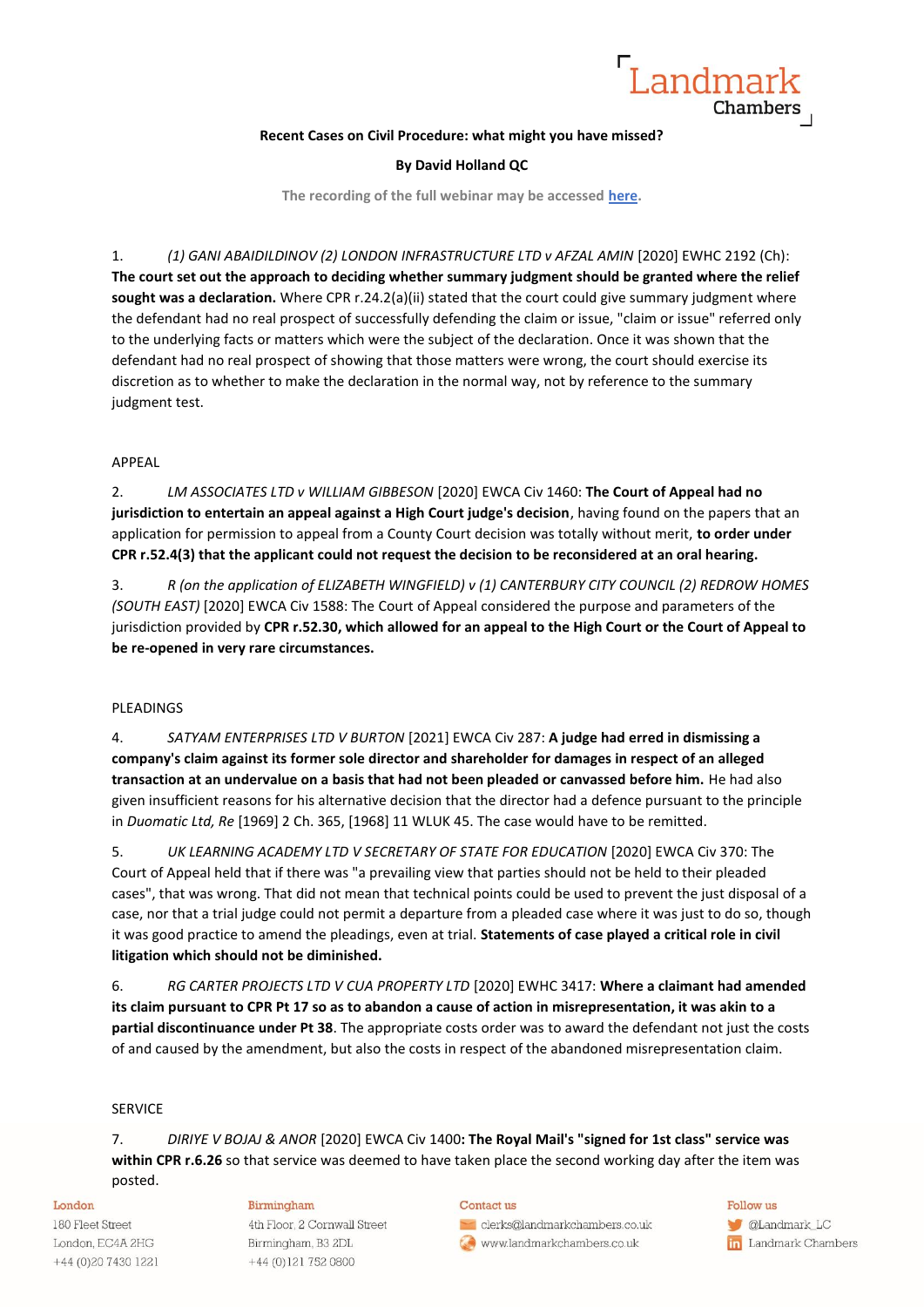**Recent Cases on Civil Procedure: what might you have missed?**

**By David Holland QC**

The recording of the full webinar may be accessed [here](#).

1. *(1) GANI ABAIDILDINOV (2) LONDON INFRASTRUCTURE LTD v AFZAL AMIN* [2020] EWHC 2192 (Ch): **The court set out the approach to deciding whether summary judgment should be granted where the relief sought was a declaration.** Where CPR r.24.2(a)(ii) stated that the court could give summary judgment where the defendant had no real prospect of successfully defending the claim or issue, "claim or issue" referred only to the underlying facts or matters which were the subject of the declaration. Once it was shown that the defendant had no real prospect of showing that those matters were wrong, the court should exercise its discretion as to whether to make the declaration in the normal way, not by reference to the summary judgment test.

APPEAL

2. *LM ASSOCIATES LTD v WILLIAM GIBBESON* [2020] EWCA Civ 1460: **The Court of Appeal had no jurisdiction to entertain an appeal against a High Court judge's decision**, having found on the papers that an application for permission to appeal from a County Court decision was totally without merit, **to order under CPR r.52.4(3) that the applicant could not request the decision to be reconsidered at an oral hearing.**

3. *R (on the application of ELIZABETH WINGFIELD) v (1) CANTERBURY CITY COUNCIL (2) REDROW HOMES (SOUTH EAST)* [2020] EWCA Civ 1588: The Court of Appeal considered the purpose and parameters of the jurisdiction provided by **CPR r.52.30, which allowed for an appeal to the High Court or the Court of Appeal to be re-opened in very rare circumstances.**

PLEADINGS

4. *SATYAM ENTERPRISES LTD V BURTON* [2021] EWCA Civ 287: **A judge had erred in dismissing a company's claim against its former sole director and shareholder for damages in respect of an alleged transaction at an undervalue on a basis that had not been pleaded or canvassed before him.** He had also given insufficient reasons for his alternative decision that the director had a defence pursuant to the principle in *Duomatic Ltd, Re* [1969] 2 Ch. 365, [1968] 11 WLUK 45. The case would have to be remitted.

5. *UK LEARNING ACADEMY LTD V SECRETARY OF STATE FOR EDUCATION* [2020] EWCA Civ 370: The Court of Appeal held that if there was "a prevailing view that parties should not be held to their pleaded cases", that was wrong. That did not mean that technical points could be used to prevent the just disposal of a case, nor that a trial judge could not permit a departure from a pleaded case where it was just to do so, though it was good practice to amend the pleadings, even at trial. **Statements of case played a critical role in civil litigation which should not be diminished.**

6. *RG CARTER PROJECTS LTD V CUA PROPERTY LTD* [2020] EWHC 3417: **Where a claimant had amended its claim pursuant to CPR Pt 17 so as to abandon a cause of action in misrepresentation, it was akin to a partial discontinuance under Pt 38**. The appropriate costs order was to award the defendant not just the costs of and caused by the amendment, but also the costs in respect of the abandoned misrepresentation claim.

SERVICE

7. *DIRIYE V BOJAJ & ANOR* [2020] EWCA Civ 1400**: The Royal Mail's "signed for 1st class" service was within CPR r.6.26** so that service was deemed to have taken place the second working day after the item was posted.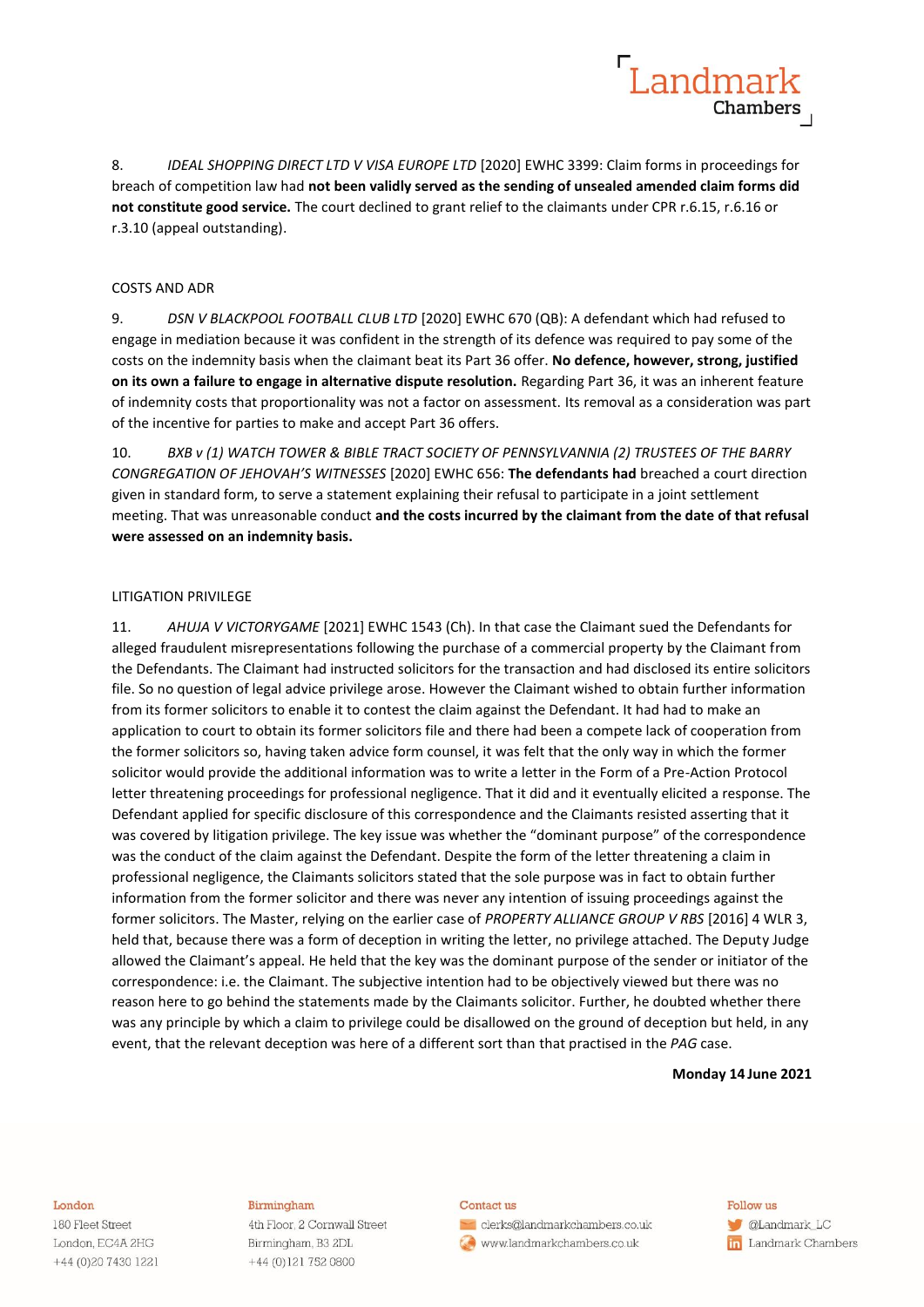8. *IDEAL SHOPPING DIRECT LTD V VISA EUROPE LTD* [2020] EWHC 3399: Claim forms in proceedings for breach of competition law had **not been validly served as the sending of unsealed amended claim forms did not constitute good service.** The court declined to grant relief to the claimants under CPR r.6.15, r.6.16 or r.3.10 (appeal outstanding).

COSTS AND ADR

9. *DSN V BLACKPOOL FOOTBALL CLUB LTD* [2020] EWHC 670 (QB): A defendant which had refused to engage in mediation because it was confident in the strength of its defence was required to pay some of the costs on the indemnity basis when the claimant beat its Part 36 offer. **No defence, however, strong, justified on its own a failure to engage in alternative dispute resolution.** Regarding Part 36, it was an inherent feature of indemnity costs that proportionality was not a factor on assessment. Its removal as a consideration was part of the incentive for parties to make and accept Part 36 offers.

10. *BXB v (1) WATCH TOWER & BIBLE TRACT SOCIETY OF PENNSYLVANNIA (2) TRUSTEES OF THE BARRY CONGREGATION OF JEHOVAH'S WITNESSES* [2020] EWHC 656: **The defendants had** breached a court direction given in standard form, to serve a statement explaining their refusal to participate in a joint settlement meeting. That was unreasonable conduct **and the costs incurred by the claimant from the date of that refusal were assessed on an indemnity basis.**

LITIGATION PRIVILEGE

11. *AHUJA V VICTORYGAME* [2021] EWHC 1543 (Ch). In that case the Claimant sued the Defendants for alleged fraudulent misrepresentations following the purchase of a commercial property by the Claimant from the Defendants. The Claimant had instructed solicitors for the transaction and had disclosed its entire solicitors file. So no question of legal advice privilege arose. However the Claimant wished to obtain further information from its former solicitors to enable it to contest the claim against the Defendant. It had had to make an application to court to obtain its former solicitors file and there had been a compete lack of cooperation from the former solicitors so, having taken advice form counsel, it was felt that the only way in which the former solicitor would provide the additional information was to write a letter in the Form of a Pre-Action Protocol letter threatening proceedings for professional negligence. That it did and it eventually elicited a response. The Defendant applied for specific disclosure of this correspondence and the Claimants resisted asserting that it was covered by litigation privilege. The key issue was whether the "dominant purpose" of the correspondence was the conduct of the claim against the Defendant. Despite the form of the letter threatening a claim in professional negligence, the Claimants solicitors stated that the sole purpose was in fact to obtain further information from the former solicitor and there was never any intention of issuing proceedings against the former solicitors. The Master, relying on the earlier case of *PROPERTY ALLIANCE GROUP V RBS* [2016] 4 WLR 3, held that, because there was a form of deception in writing the letter, no privilege attached. The Deputy Judge allowed the Claimant's appeal. He held that the key was the dominant purpose of the sender or initiator of the correspondence: i.e. the Claimant. The subjective intention had to be objectively viewed but there was no reason here to go behind the statements made by the Claimants solicitor. Further, he doubted whether there was any principle by which a claim to privilege could be disallowed on the ground of deception but held, in any event, that the relevant deception was here of a different sort than that practised in the *PAG* case.

**Monday 14 June 2021**